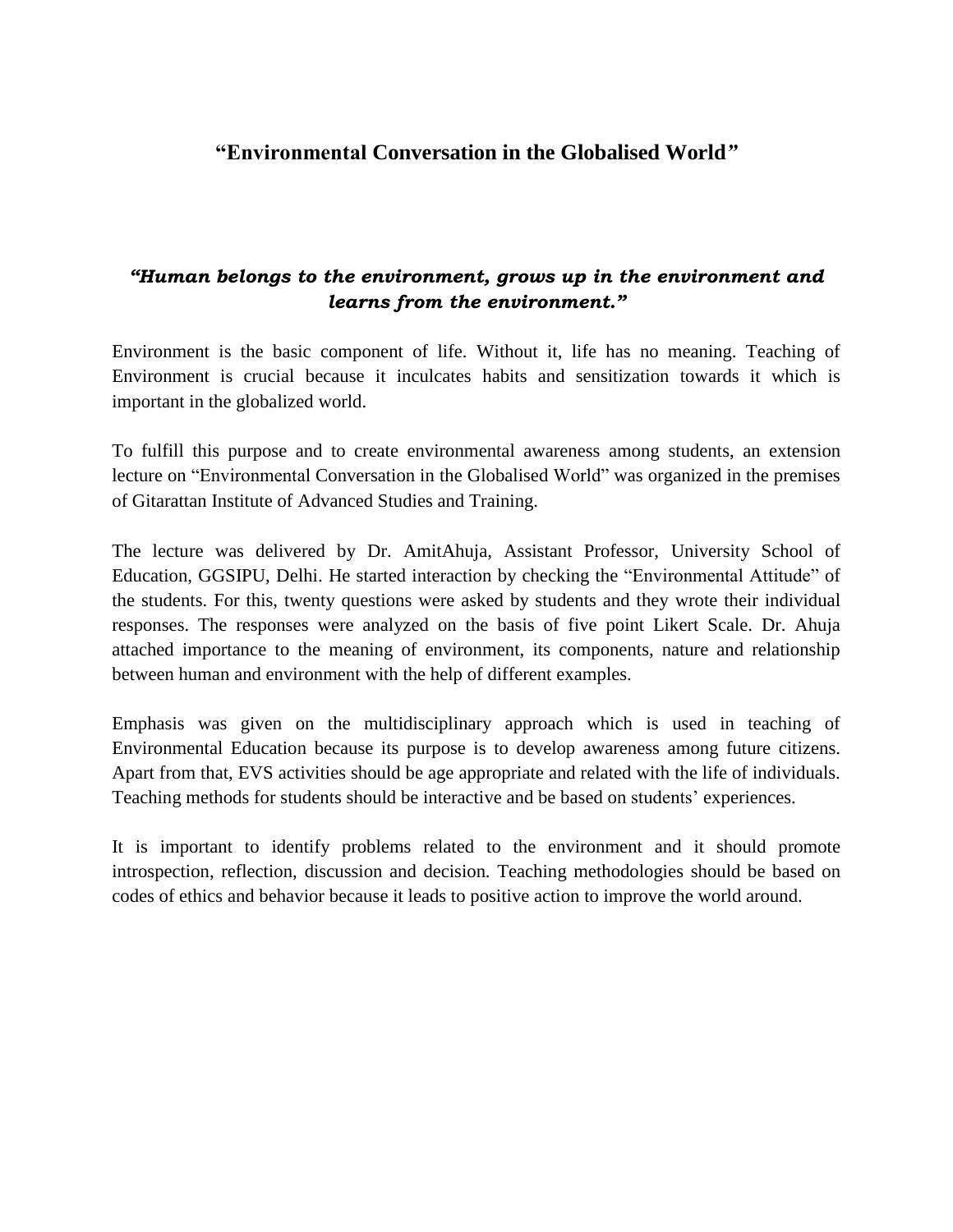## "Environmental Conversation in the Globalised World"

***"Human belongs to the environment, grows up in the environment and learns from the environment."***

Environment is the basic component of life. Without it, life has no meaning. Teaching of Environment is crucial because it inculcates habits and sensitization towards it which is important in the globalized world.

To fulfill this purpose and to create environmental awareness among students, an extension lecture on "Environmental Conversation in the Globalised World" was organized in the premises of Gitarattan Institute of Advanced Studies and Training.

The lecture was delivered by Dr. AmitAhuja, Assistant Professor, University School of Education, GGSIPU, Delhi. He started interaction by checking the "Environmental Attitude" of the students. For this, twenty questions were asked by students and they wrote their individual responses. The responses were analyzed on the basis of five point Likert Scale. Dr. Ahuja attached importance to the meaning of environment, its components, nature and relationship between human and environment with the help of different examples.

Emphasis was given on the multidisciplinary approach which is used in teaching of Environmental Education because its purpose is to develop awareness among future citizens. Apart from that, EVS activities should be age appropriate and related with the life of individuals. Teaching methods for students should be interactive and be based on students' experiences.

It is important to identify problems related to the environment and it should promote introspection, reflection, discussion and decision. Teaching methodologies should be based on codes of ethics and behavior because it leads to positive action to improve the world around.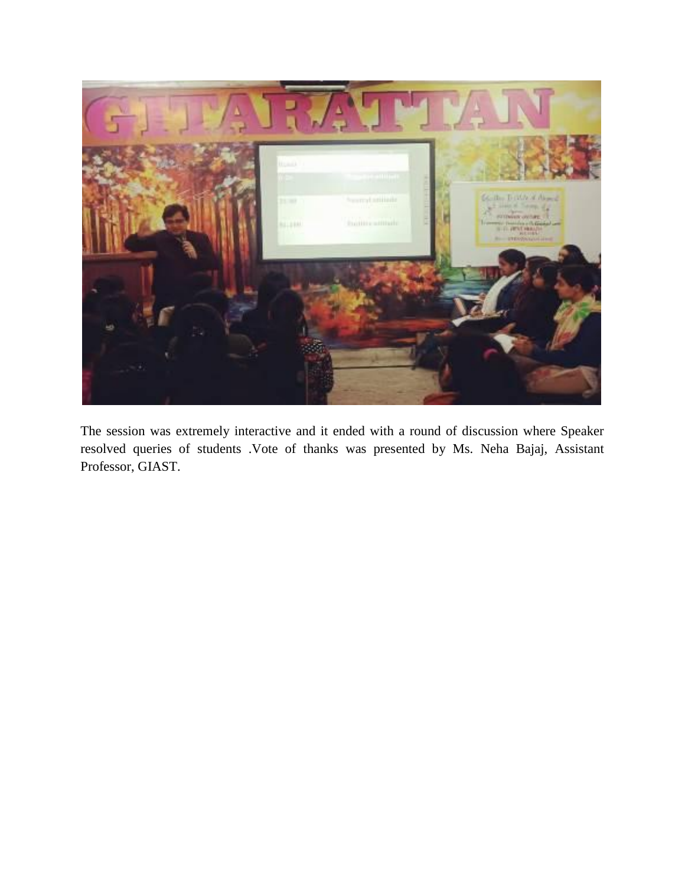The session was extremely interactive and it ended with a round of discussion where Speaker resolved queries of students .Vote of thanks was presented by Ms. Neha Bajaj, Assistant Professor, GIAST.